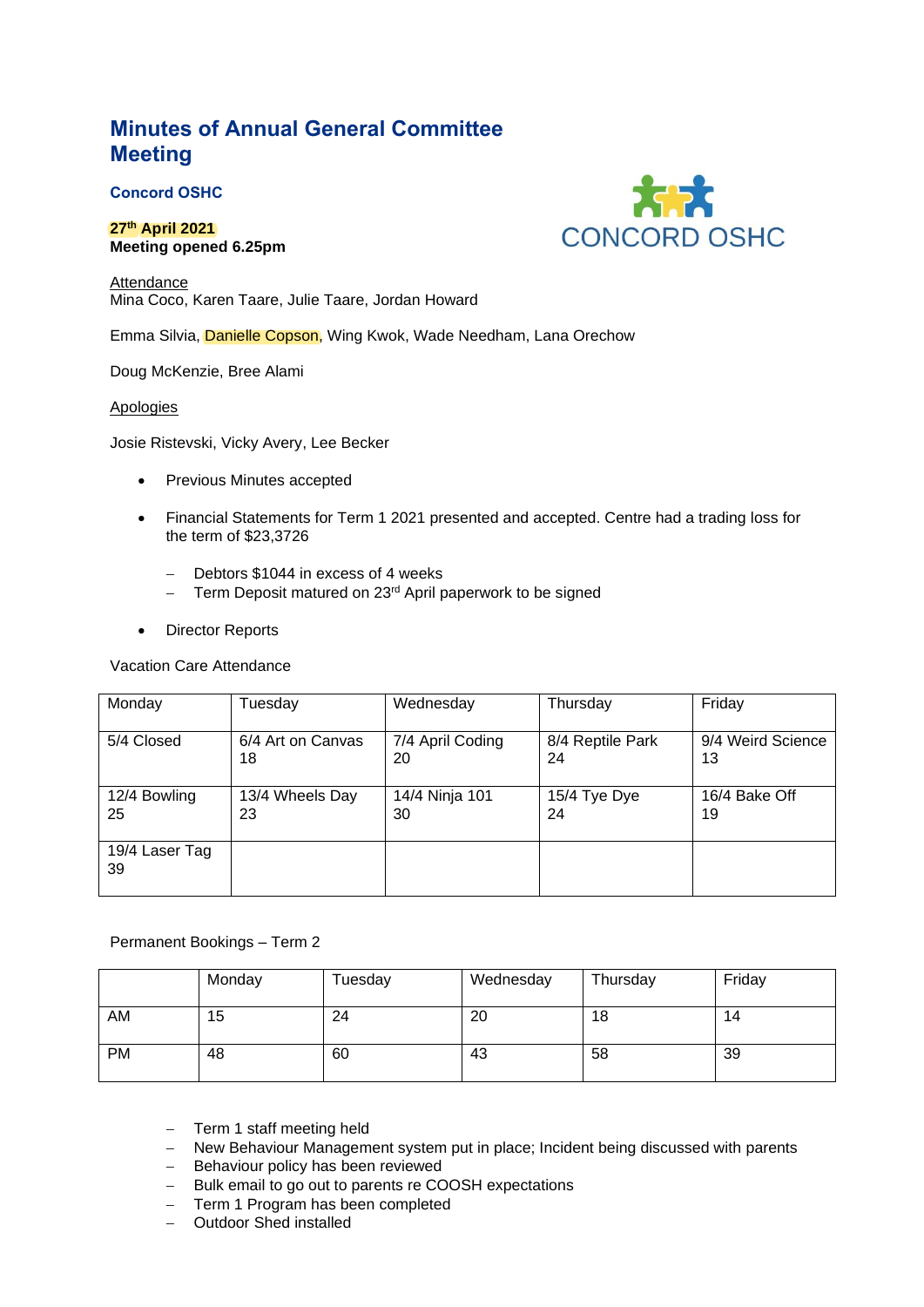# Minutes of Annual General Committee Meeting

**Concord OSHC**

**27th April 2021**
**Meeting opened 6.25pm**

CONCORD OSHC

Attendance

Mina Coco, Karen Taare, Julie Taare, Jordan Howard

Emma Silvia, Danielle Copson, Wing Kwok, Wade Needham, Lana Orechow

Doug McKenzie, Bree Alami

Apologies

Josie Ristevski, Vicky Avery, Lee Becker

- Previous Minutes accepted
- Financial Statements for Term 1 2021 presented and accepted. Centre had a trading loss for the term of $23,3726
  - Debtors $1044 in excess of 4 weeks
  - Term Deposit matured on 23rd April paperwork to be signed
- Director Reports

Vacation Care Attendance

| Monday | Tuesday | Wednesday | Thursday | Friday |
|---|---|---|---|---|
| 5/4 Closed | 6/4 Art on Canvas 18 | 7/4 April Coding 20 | 8/4 Reptile Park 24 | 9/4 Weird Science 13 |
| 12/4 Bowling 25 | 13/4 Wheels Day 23 | 14/4 Ninja 101 30 | 15/4 Tye Dye 24 | 16/4 Bake Off 19 |
| 19/4 Laser Tag 39 | | | | |

Permanent Bookings – Term 2

| | Monday | Tuesday | Wednesday | Thursday | Friday |
|---|---|---|---|---|---|
| AM | 15 | 24 | 20 | 18 | 14 |
| PM | 48 | 60 | 43 | 58 | 39 |

- Term 1 staff meeting held
- New Behaviour Management system put in place; Incident being discussed with parents
- Behaviour policy has been reviewed
- Bulk email to go out to parents re COOSH expectations
- Term 1 Program has been completed
- Outdoor Shed installed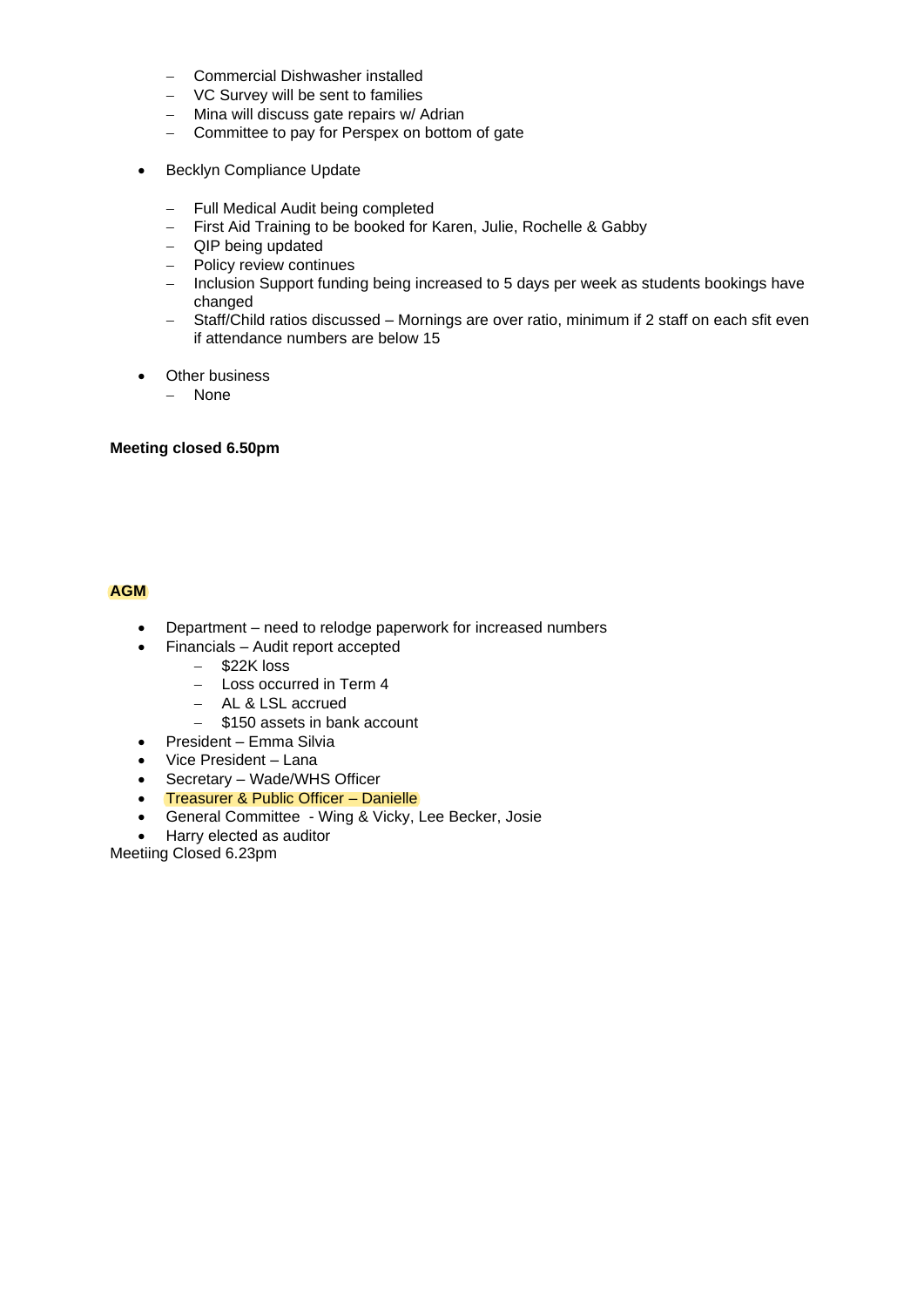- Commercial Dishwasher installed
- VC Survey will be sent to families
- Mina will discuss gate repairs w/ Adrian
- Committee to pay for Perspex on bottom of gate

- Becklyn Compliance Update

  - Full Medical Audit being completed
  - First Aid Training to be booked for Karen, Julie, Rochelle & Gabby
  - QIP being updated
  - Policy review continues
  - Inclusion Support funding being increased to 5 days per week as students bookings have changed
  - Staff/Child ratios discussed – Mornings are over ratio, minimum if 2 staff on each sfit even if attendance numbers are below 15

- Other business
  - None

**Meeting closed 6.50pm**

**AGM**

- Department – need to relodge paperwork for increased numbers
- Financials – Audit report accepted
  - $22K loss
  - Loss occurred in Term 4
  - AL & LSL accrued
  - $150 assets in bank account
- President – Emma Silvia
- Vice President – Lana
- Secretary – Wade/WHS Officer
- Treasurer & Public Officer – Danielle
- General Committee - Wing & Vicky, Lee Becker, Josie
- Harry elected as auditor

Meetiing Closed 6.23pm